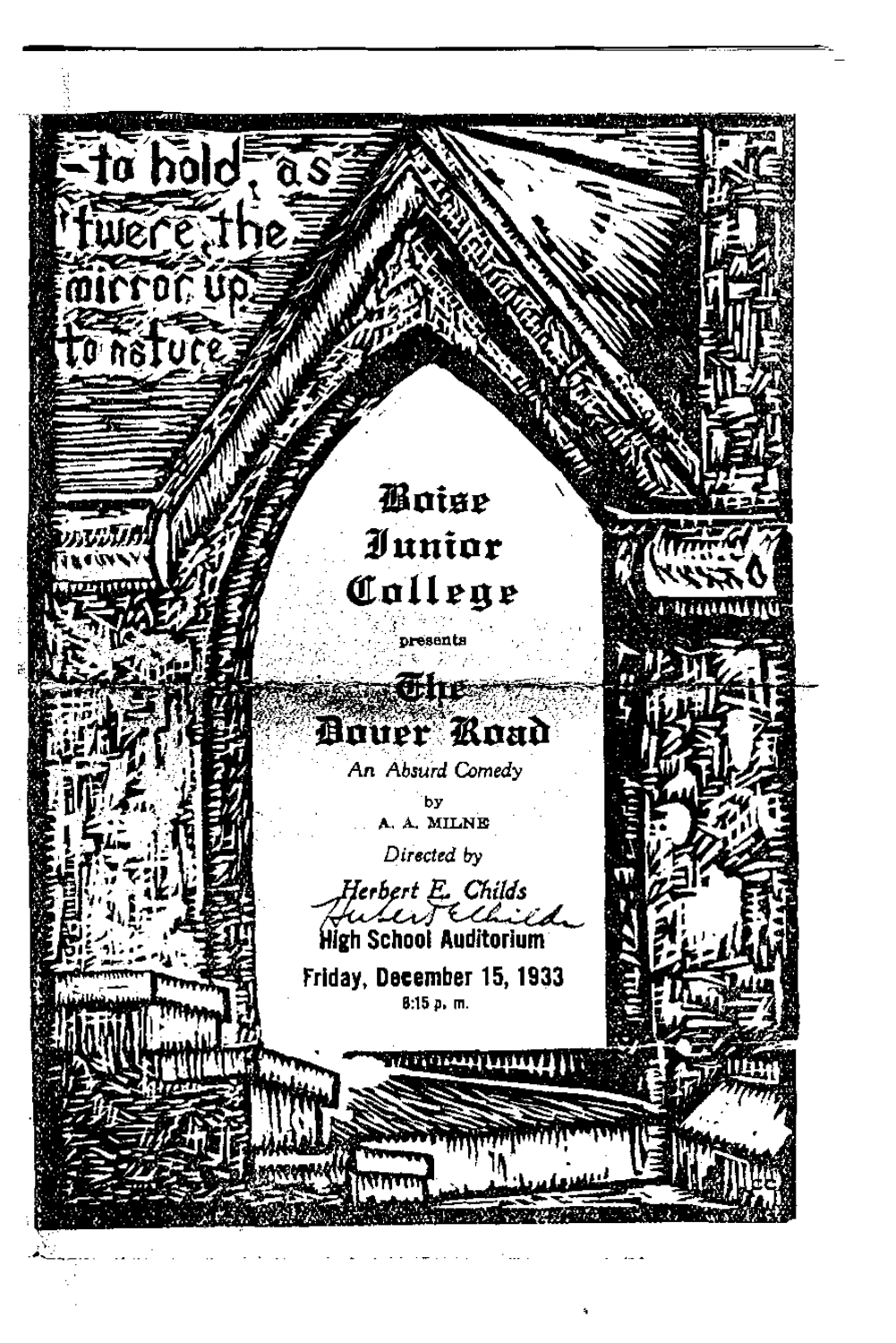—to hold, as 'twere, the mirror up to nature

# Boise Junior College

presents

# The Dover Road

*An Absurd Comedy*

by

A. A. MILNE

*Directed by*

*Herbert E. Childs*

High School Auditorium

Friday, December 15, 1933

8:15 p. m.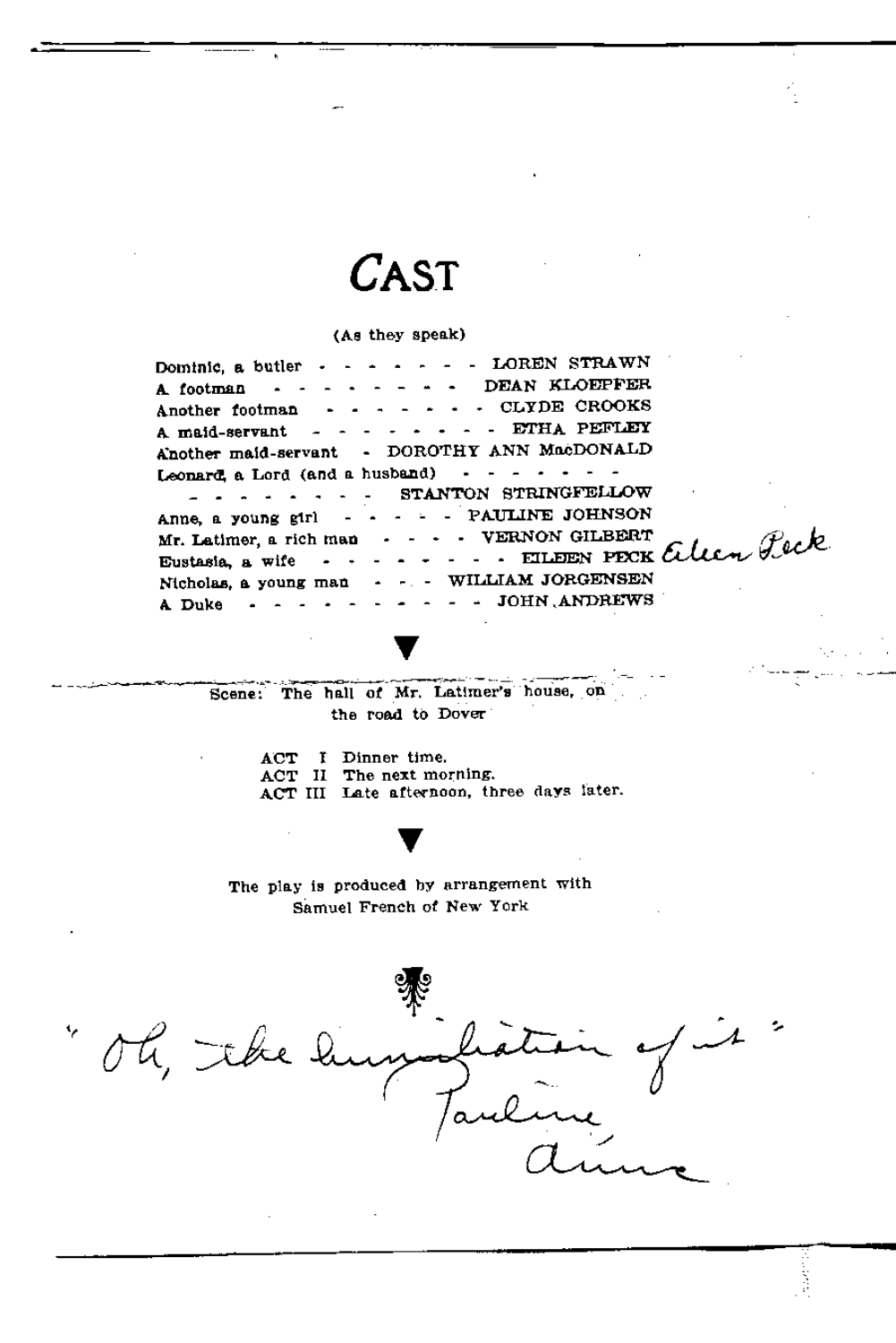# CAST

(As they speak)

Dominic, a butler - - - - - - - LOREN STRAWN
A footman - - - - - - - - - DEAN KLOEPFER
Another footman - - - - - - - - CLYDE CROOKS
A maid-servant - - - - - - - - - ETHA PEFLEY
Another maid-servant - DOROTHY ANN MacDONALD
Leonard, a Lord (and a husband) - - - - - - -
- - - - - - - - - STANTON STRINGFELLOW
Anne, a young girl - - - - - - PAULINE JOHNSON
Mr. Latimer, a rich man - - - - - VERNON GILBERT
Eustasia, a wife - - - - - - - - EILEEN PECK *Eileen Peck*
Nicholas, a young man - - - WILLIAM JORGENSEN
A Duke - - - - - - - - - - - JOHN ANDREWS

Scene: The hall of Mr. Latimer's house, on the road to Dover

ACT I Dinner time.
ACT II The next morning.
ACT III Late afternoon, three days later.

The play is produced by arrangement with Samuel French of New York

*"Oh, the humiliation of it."*
*Pauline*
*Anne*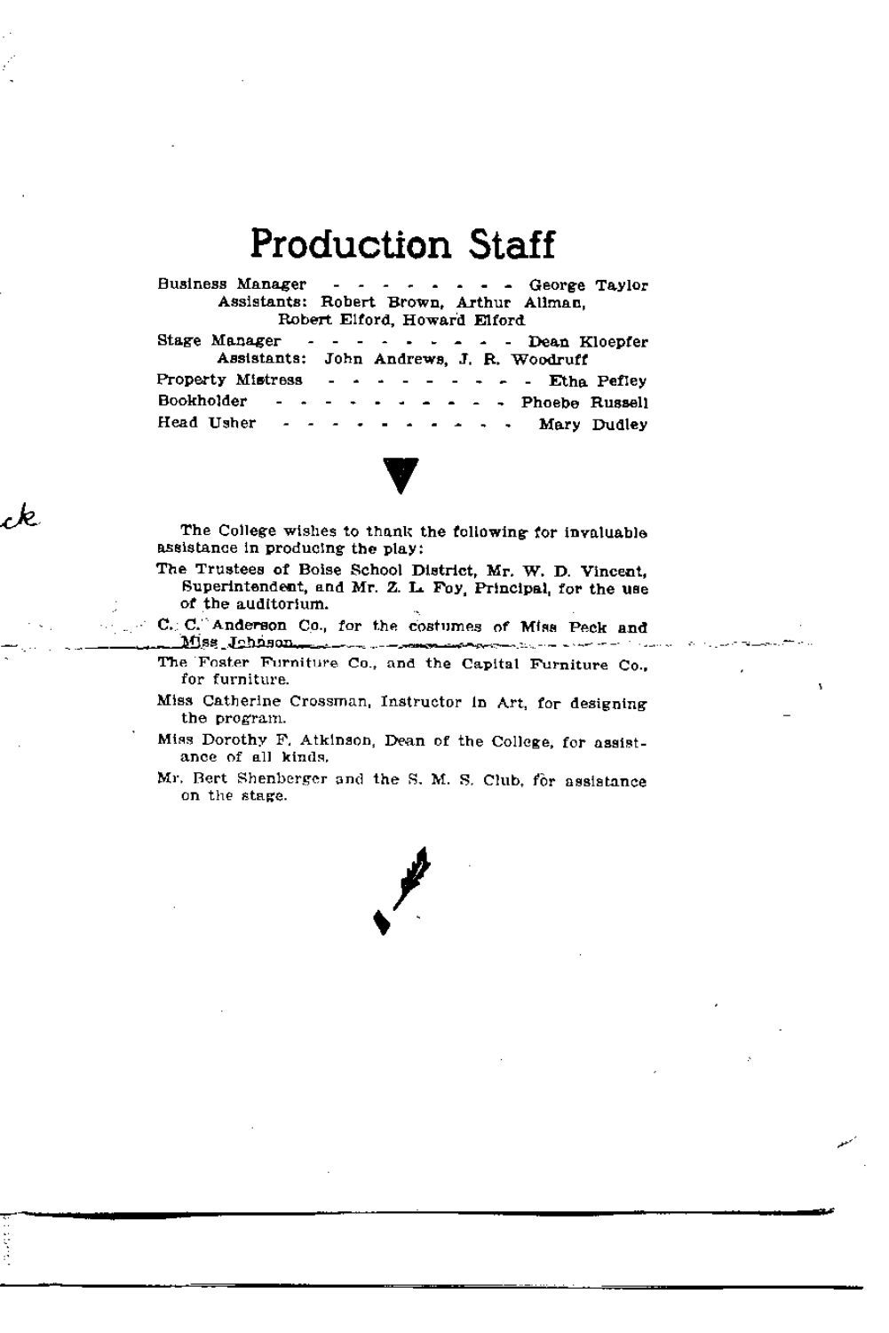# Production Staff

Business Manager - - - - - - - - - George Taylor
Assistants: Robert Brown, Arthur Allman, Robert Elford, Howard Elford

Stage Manager - - - - - - - - - - Dean Kloepfer
Assistants: John Andrews, J. R. Woodruff

Property Mistress - - - - - - - - - - Etha Pefley

Bookholder - - - - - - - - - - - Phoebe Russell

Head Usher - - - - - - - - - - - Mary Dudley

The College wishes to thank the following for invaluable assistance in producing the play:

The Trustees of Boise School District, Mr. W. D. Vincent, Superintendent, and Mr. Z. L. Foy, Principal, for the use of the auditorium.

C. C. Anderson Co., for the costumes of Miss Peck and Miss Johnson.

The Foster Furniture Co., and the Capital Furniture Co., for furniture.

Miss Catherine Crossman, Instructor in Art, for designing the program.

Miss Dorothy F. Atkinson, Dean of the College, for assistance of all kinds.

Mr. Bert Shenberger and the S. M. S. Club, for assistance on the stage.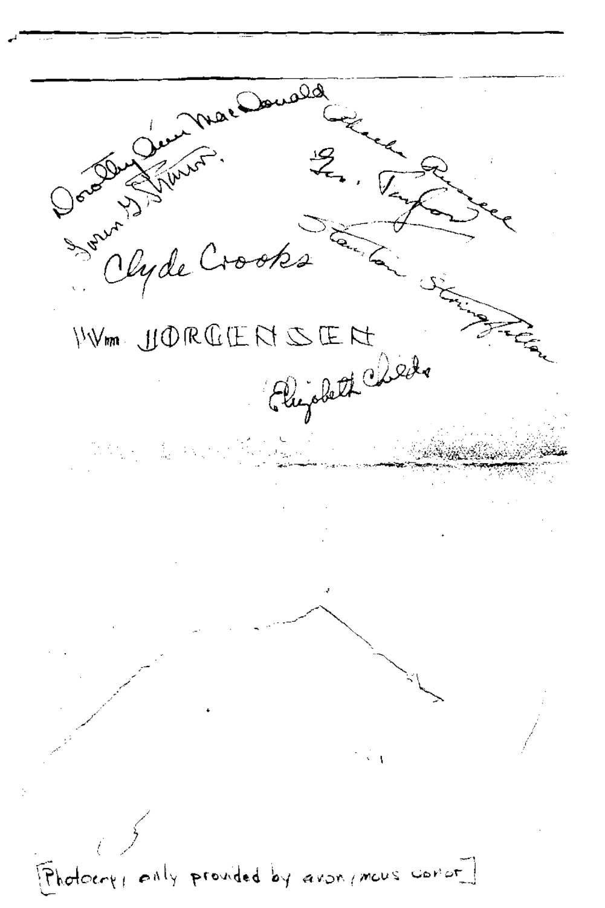Dorothy Jean MacDonald

Irwin G. Turner

Clyde Crooks

Wm JORGENSEN

Elizabeth Childs

Charles Russell

Geo. Taylor

Stanton Stringfellow

[Photocopy only provided by anonymous donor]